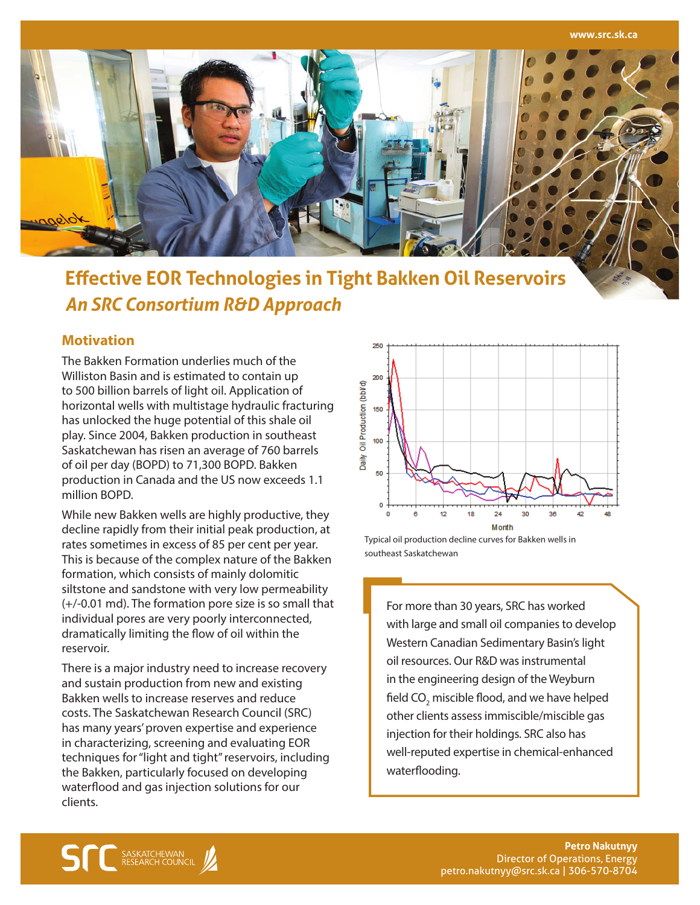# Effective EOR Technologies in Tight Bakken Oil Reservoirs

## *An SRC Consortium R&D Approach*

### Motivation

The Bakken Formation underlies much of the Williston Basin and is estimated to contain up to 500 billion barrels of light oil. Application of horizontal wells with multistage hydraulic fracturing has unlocked the huge potential of this shale oil play. Since 2004, Bakken production in southeast Saskatchewan has risen an average of 760 barrels of oil per day (BOPD) to 71,300 BOPD. Bakken production in Canada and the US now exceeds 1.1 million BOPD.

While new Bakken wells are highly productive, they decline rapidly from their initial peak production, at rates sometimes in excess of 85 per cent per year. This is because of the complex nature of the Bakken formation, which consists of mainly dolomitic siltstone and sandstone with very low permeability (+/-0.01 md). The formation pore size is so small that individual pores are very poorly interconnected, dramatically limiting the flow of oil within the reservoir.

There is a major industry need to increase recovery and sustain production from new and existing Bakken wells to increase reserves and reduce costs. The Saskatchewan Research Council (SRC) has many years' proven expertise and experience in characterizing, screening and evaluating EOR techniques for "light and tight" reservoirs, including the Bakken, particularly focused on developing waterflood and gas injection solutions for our clients.

Typical oil production decline curves for Bakken wells in southeast Saskatchewan

> For more than 30 years, SRC has worked with large and small oil companies to develop Western Canadian Sedimentary Basin's light oil resources. Our R&D was instrumental in the engineering design of the Weyburn field $CO_2$ miscible flood, and we have helped other clients assess immiscible/miscible gas injection for their holdings. SRC also has well-reputed expertise in chemical-enhanced waterflooding.

**Petro Nakutnyy**
Director of Operations, Energy
petro.nakutnyy@src.sk.ca | 306-570-8704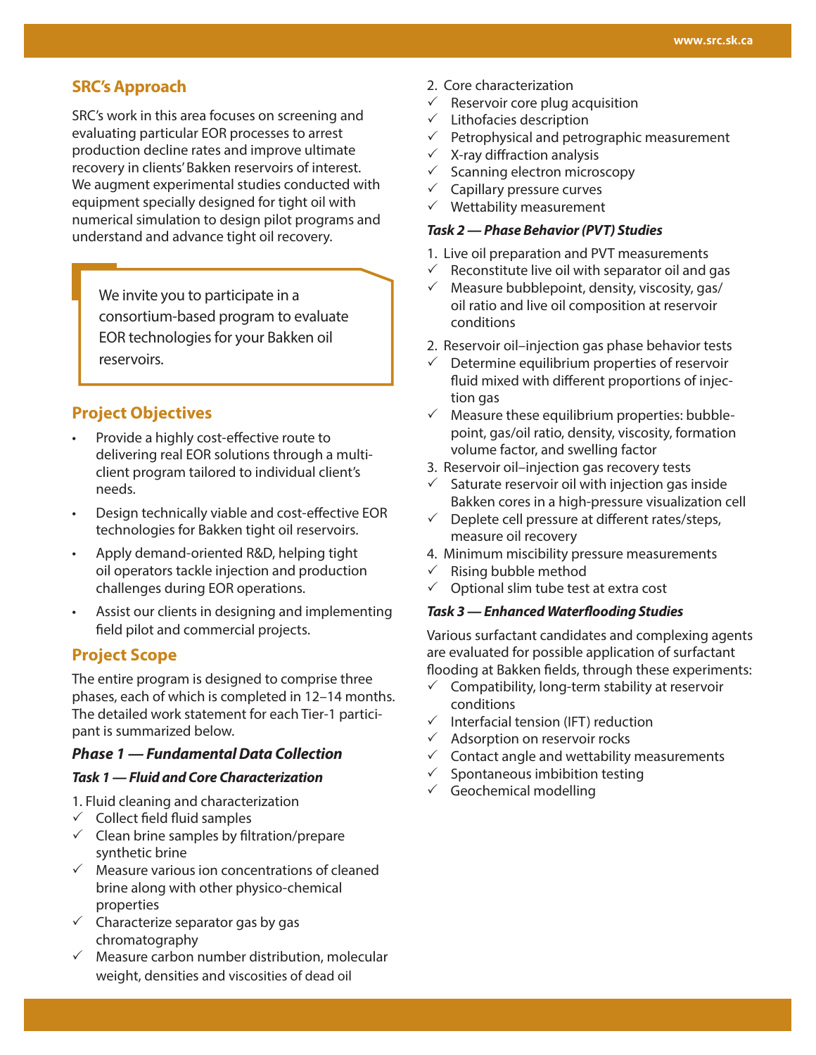## SRC's Approach

SRC's work in this area focuses on screening and evaluating particular EOR processes to arrest production decline rates and improve ultimate recovery in clients' Bakken reservoirs of interest. We augment experimental studies conducted with equipment specially designed for tight oil with numerical simulation to design pilot programs and understand and advance tight oil recovery.

> We invite you to participate in a consortium-based program to evaluate EOR technologies for your Bakken oil reservoirs.

## Project Objectives

- Provide a highly cost-effective route to delivering real EOR solutions through a multi-client program tailored to individual client's needs.
- Design technically viable and cost-effective EOR technologies for Bakken tight oil reservoirs.
- Apply demand-oriented R&D, helping tight oil operators tackle injection and production challenges during EOR operations.
- Assist our clients in designing and implementing field pilot and commercial projects.

## Project Scope

The entire program is designed to comprise three phases, each of which is completed in 12–14 months. The detailed work statement for each Tier-1 participant is summarized below.

### *Phase 1 — Fundamental Data Collection*

#### *Task 1 — Fluid and Core Characterization*

1. Fluid cleaning and characterization
   - ✓ Collect field fluid samples
   - ✓ Clean brine samples by filtration/prepare synthetic brine
   - ✓ Measure various ion concentrations of cleaned brine along with other physico-chemical properties
   - ✓ Characterize separator gas by gas chromatography
   - ✓ Measure carbon number distribution, molecular weight, densities and viscosities of dead oil
2. Core characterization
   - ✓ Reservoir core plug acquisition
   - ✓ Lithofacies description
   - ✓ Petrophysical and petrographic measurement
   - ✓ X-ray diffraction analysis
   - ✓ Scanning electron microscopy
   - ✓ Capillary pressure curves
   - ✓ Wettability measurement

#### *Task 2 — Phase Behavior (PVT) Studies*

1. Live oil preparation and PVT measurements
   - ✓ Reconstitute live oil with separator oil and gas
   - ✓ Measure bubblepoint, density, viscosity, gas/oil ratio and live oil composition at reservoir conditions
2. Reservoir oil–injection gas phase behavior tests
   - ✓ Determine equilibrium properties of reservoir fluid mixed with different proportions of injection gas
   - ✓ Measure these equilibrium properties: bubblepoint, gas/oil ratio, density, viscosity, formation volume factor, and swelling factor
3. Reservoir oil–injection gas recovery tests
   - ✓ Saturate reservoir oil with injection gas inside Bakken cores in a high-pressure visualization cell
   - ✓ Deplete cell pressure at different rates/steps, measure oil recovery
4. Minimum miscibility pressure measurements
   - ✓ Rising bubble method
   - ✓ Optional slim tube test at extra cost

#### *Task 3 — Enhanced Waterflooding Studies*

Various surfactant candidates and complexing agents are evaluated for possible application of surfactant flooding at Bakken fields, through these experiments:

- ✓ Compatibility, long-term stability at reservoir conditions
- ✓ Interfacial tension (IFT) reduction
- ✓ Adsorption on reservoir rocks
- ✓ Contact angle and wettability measurements
- ✓ Spontaneous imbibition testing
- ✓ Geochemical modelling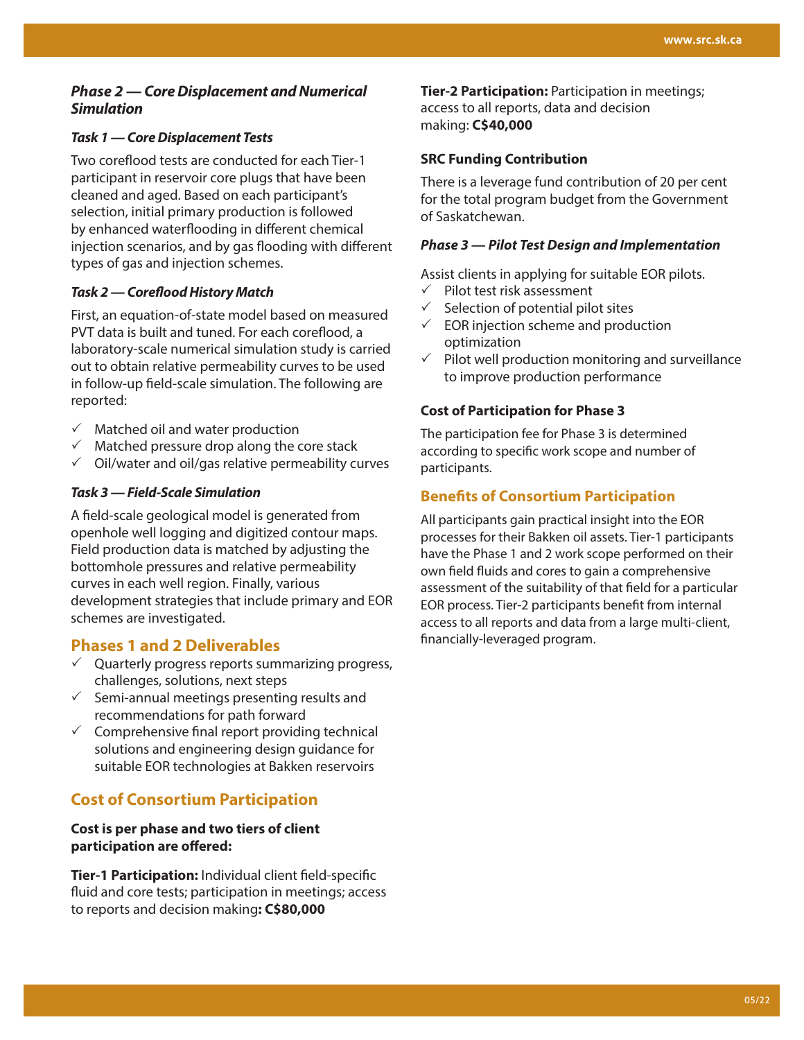### *Phase 2 — Core Displacement and Numerical Simulation*

#### *Task 1 — Core Displacement Tests*

Two coreflood tests are conducted for each Tier-1 participant in reservoir core plugs that have been cleaned and aged. Based on each participant's selection, initial primary production is followed by enhanced waterflooding in different chemical injection scenarios, and by gas flooding with different types of gas and injection schemes.

#### *Task 2 — Coreflood History Match*

First, an equation-of-state model based on measured PVT data is built and tuned. For each coreflood, a laboratory-scale numerical simulation study is carried out to obtain relative permeability curves to be used in follow-up field-scale simulation. The following are reported:

- ✓ Matched oil and water production
- ✓ Matched pressure drop along the core stack
- ✓ Oil/water and oil/gas relative permeability curves

#### *Task 3 — Field-Scale Simulation*

A field-scale geological model is generated from openhole well logging and digitized contour maps. Field production data is matched by adjusting the bottomhole pressures and relative permeability curves in each well region. Finally, various development strategies that include primary and EOR schemes are investigated.

## Phases 1 and 2 Deliverables

- ✓ Quarterly progress reports summarizing progress, challenges, solutions, next steps
- ✓ Semi-annual meetings presenting results and recommendations for path forward
- ✓ Comprehensive final report providing technical solutions and engineering design guidance for suitable EOR technologies at Bakken reservoirs

## Cost of Consortium Participation

**Cost is per phase and two tiers of client participation are offered:**

**Tier-1 Participation:** Individual client field-specific fluid and core tests; participation in meetings; access to reports and decision making**: C$80,000**

**Tier-2 Participation:** Participation in meetings; access to all reports, data and decision making: **C$40,000**

**SRC Funding Contribution**

There is a leverage fund contribution of 20 per cent for the total program budget from the Government of Saskatchewan.

### *Phase 3 — Pilot Test Design and Implementation*

Assist clients in applying for suitable EOR pilots.

- ✓ Pilot test risk assessment
- ✓ Selection of potential pilot sites
- ✓ EOR injection scheme and production optimization
- ✓ Pilot well production monitoring and surveillance to improve production performance

**Cost of Participation for Phase 3**

The participation fee for Phase 3 is determined according to specific work scope and number of participants.

## Benefits of Consortium Participation

All participants gain practical insight into the EOR processes for their Bakken oil assets. Tier-1 participants have the Phase 1 and 2 work scope performed on their own field fluids and cores to gain a comprehensive assessment of the suitability of that field for a particular EOR process. Tier-2 participants benefit from internal access to all reports and data from a large multi-client, financially-leveraged program.